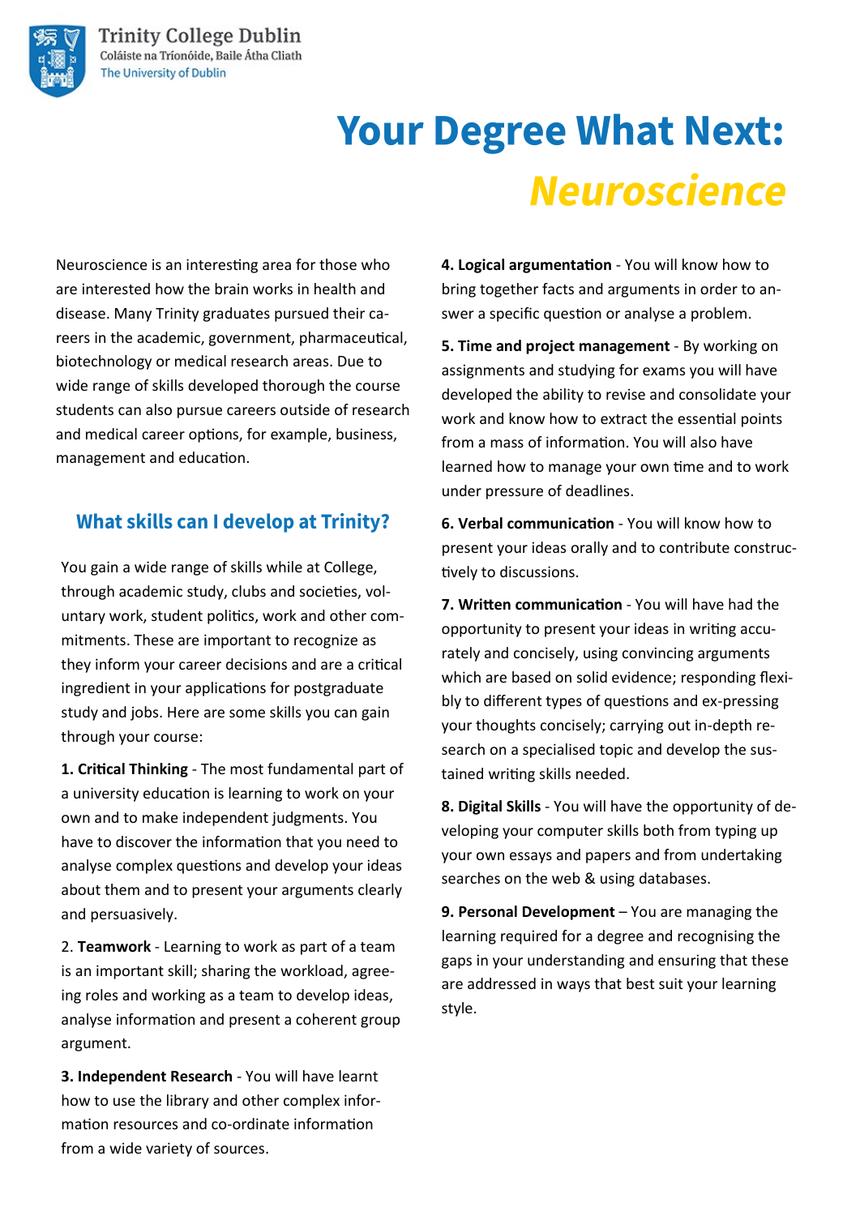Trinity College Dublin
Coláiste na Tríonóide, Baile Átha Cliath
The University of Dublin

# Your Degree What Next: *Neuroscience*

Neuroscience is an interesting area for those who are interested how the brain works in health and disease. Many Trinity graduates pursued their careers in the academic, government, pharmaceutical, biotechnology or medical research areas. Due to wide range of skills developed thorough the course students can also pursue careers outside of research and medical career options, for example, business, management and education.

## What skills can I develop at Trinity?

You gain a wide range of skills while at College, through academic study, clubs and societies, voluntary work, student politics, work and other commitments. These are important to recognize as they inform your career decisions and are a critical ingredient in your applications for postgraduate study and jobs. Here are some skills you can gain through your course:

**1. Critical Thinking** - The most fundamental part of a university education is learning to work on your own and to make independent judgments. You have to discover the information that you need to analyse complex questions and develop your ideas about them and to present your arguments clearly and persuasively.

2. **Teamwork** - Learning to work as part of a team is an important skill; sharing the workload, agreeing roles and working as a team to develop ideas, analyse information and present a coherent group argument.

**3. Independent Research** - You will have learnt how to use the library and other complex information resources and co-ordinate information from a wide variety of sources.

**4. Logical argumentation** - You will know how to bring together facts and arguments in order to answer a specific question or analyse a problem.

**5. Time and project management** - By working on assignments and studying for exams you will have developed the ability to revise and consolidate your work and know how to extract the essential points from a mass of information. You will also have learned how to manage your own time and to work under pressure of deadlines.

**6. Verbal communication** - You will know how to present your ideas orally and to contribute constructively to discussions.

**7. Written communication** - You will have had the opportunity to present your ideas in writing accurately and concisely, using convincing arguments which are based on solid evidence; responding flexibly to different types of questions and ex-pressing your thoughts concisely; carrying out in-depth research on a specialised topic and develop the sustained writing skills needed.

**8. Digital Skills** - You will have the opportunity of developing your computer skills both from typing up your own essays and papers and from undertaking searches on the web & using databases.

**9. Personal Development** – You are managing the learning required for a degree and recognising the gaps in your understanding and ensuring that these are addressed in ways that best suit your learning style.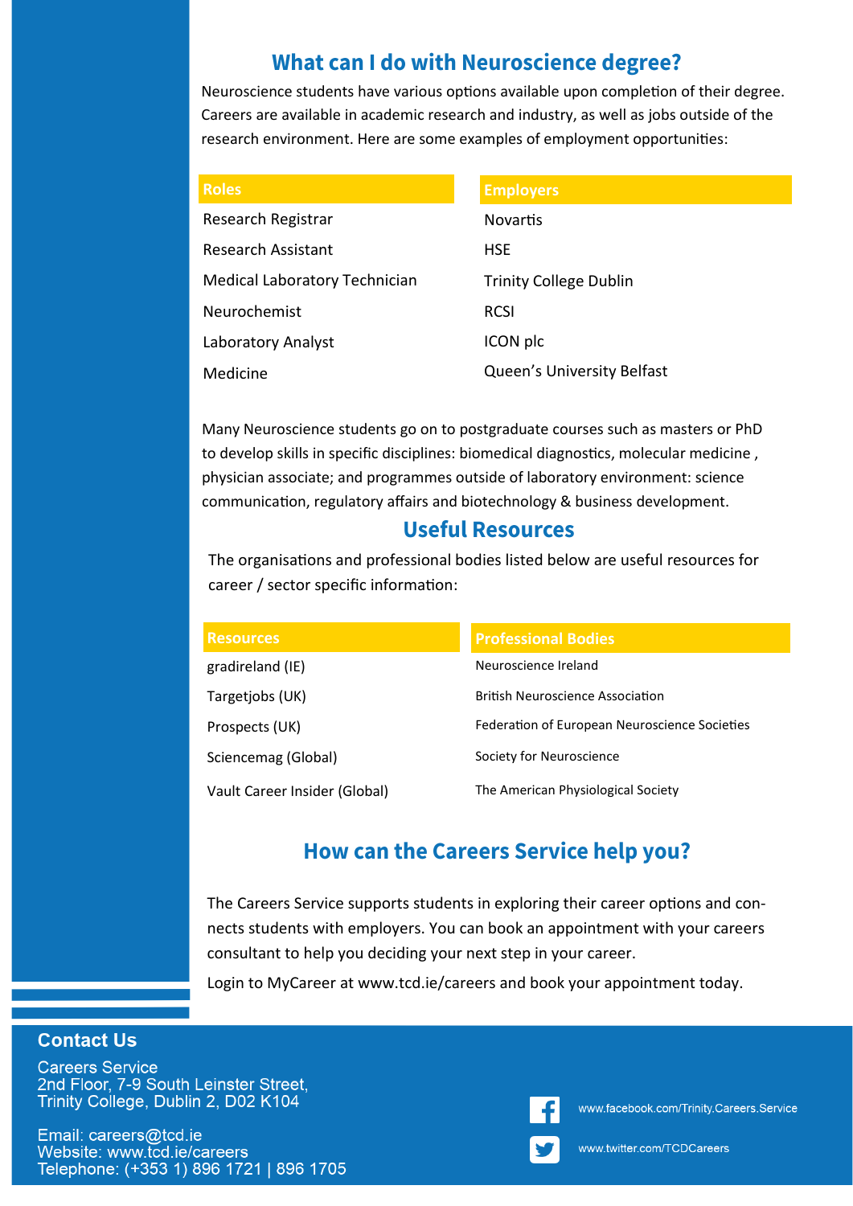## What can I do with Neuroscience degree?

Neuroscience students have various options available upon completion of their degree. Careers are available in academic research and industry, as well as jobs outside of the research environment. Here are some examples of employment opportunities:

| Roles | Employers |
| --- | --- |
| Research Registrar | Novartis |
| Research Assistant | HSE |
| Medical Laboratory Technician | Trinity College Dublin |
| Neurochemist | RCSI |
| Laboratory Analyst | ICON plc |
| Medicine | Queen's University Belfast |

Many Neuroscience students go on to postgraduate courses such as masters or PhD to develop skills in specific disciplines: biomedical diagnostics, molecular medicine , physician associate; and programmes outside of laboratory environment: science communication, regulatory affairs and biotechnology & business development.

## Useful Resources

The organisations and professional bodies listed below are useful resources for career / sector specific information:

| Resources | Professional Bodies |
| --- | --- |
| gradireland (IE) | Neuroscience Ireland |
| Targetjobs (UK) | British Neuroscience Association |
| Prospects (UK) | Federation of European Neuroscience Societies |
| Sciencemag (Global) | Society for Neuroscience |
| Vault Career Insider (Global) | The American Physiological Society |

## How can the Careers Service help you?

The Careers Service supports students in exploring their career options and connects students with employers. You can book an appointment with your careers consultant to help you deciding your next step in your career.

Login to MyCareer at www.tcd.ie/careers and book your appointment today.

### Contact Us

Careers Service
2nd Floor, 7-9 South Leinster Street,
Trinity College, Dublin 2, D02 K104

Email: careers@tcd.ie
Website: www.tcd.ie/careers
Telephone: (+353 1) 896 1721 | 896 1705

www.facebook.com/Trinity.Careers.Service

www.twitter.com/TCDCareers